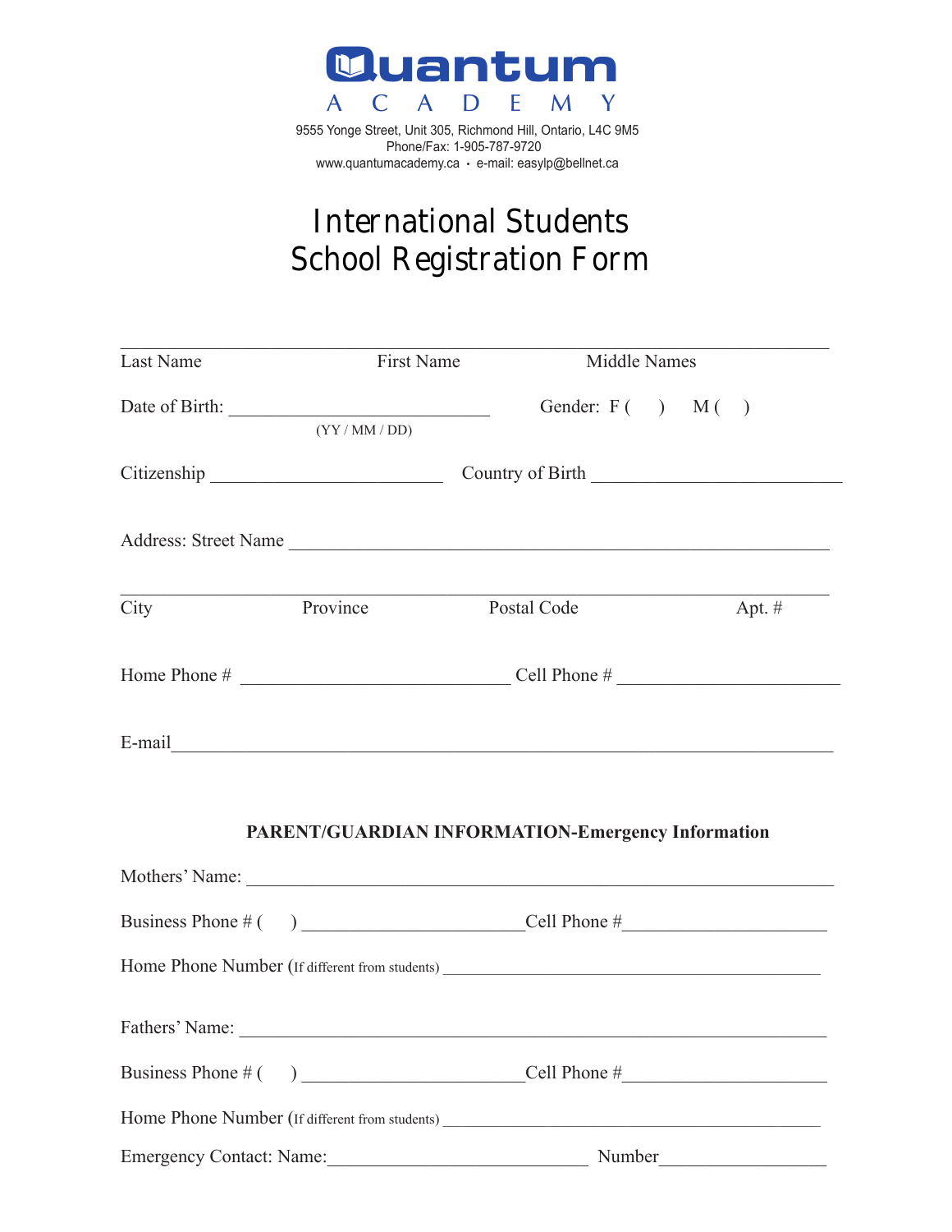# Quantum ACADEMY

9555 Yonge Street, Unit 305, Richmond Hill, Ontario, L4C 9M5
Phone/Fax: 1-905-787-9720
www.quantumacademy.ca • e-mail: easylp@bellnet.ca

# International Students School Registration Form

_______________________________________________________________

Last Name First Name Middle Names

Date of Birth: ____________________________ Gender: F (   ) M (   )
(YY / MM / DD)

Citizenship ________________________ Country of Birth ________________________

Address: Street Name ________________________________________________________

_______________________________________________________________

City Province Postal Code Apt. #

Home Phone # ____________________________ Cell Phone # ______________________

E-mail______________________________________________________________

**PARENT/GUARDIAN INFORMATION-Emergency Information**

Mothers' Name: ________________________________________________________

Business Phone # (   ) ______________________Cell Phone #____________________

Home Phone Number (If different from students) ______________________________________

Fathers' Name: ________________________________________________________

Business Phone # (   ) ______________________Cell Phone #____________________

Home Phone Number (If different from students) ______________________________________

Emergency Contact: Name:___________________________ Number_________________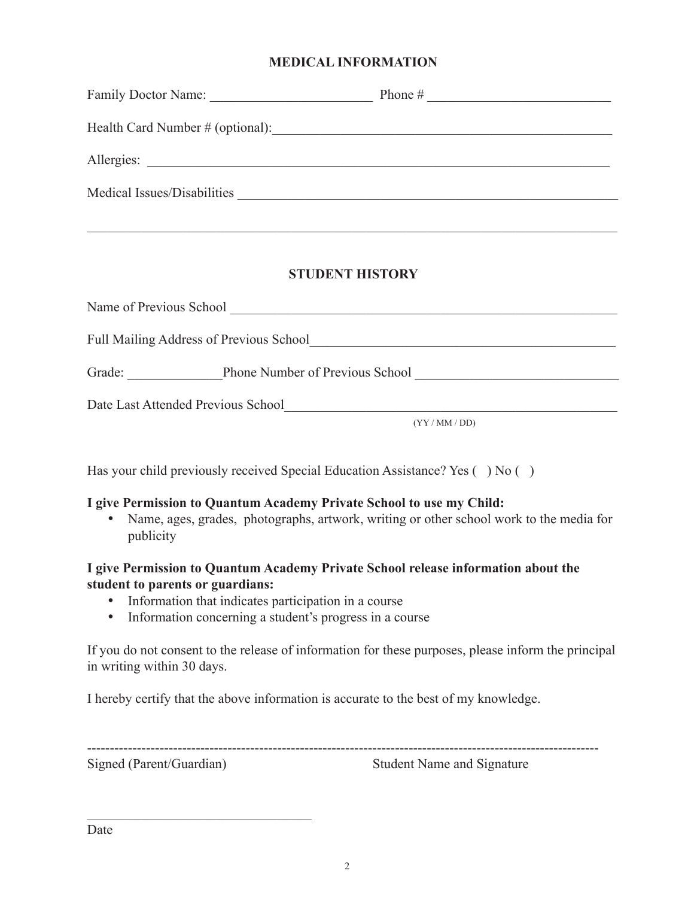## MEDICAL INFORMATION

Family Doctor Name: ________________________ Phone # ___________________________

Health Card Number # (optional):____________________________________________________

Allergies: ________________________________________________________________________

Medical Issues/Disabilities __________________________________________________________

___________________________________________________________________________________

## STUDENT HISTORY

Name of Previous School ____________________________________________________________

Full Mailing Address of Previous School______________________________________________

Grade: ______________Phone Number of Previous School ______________________________

Date Last Attended Previous School__________________________________________________
(YY / MM / DD)

Has your child previously received Special Education Assistance? Yes (  ) No (  )

**I give Permission to Quantum Academy Private School to use my Child:**

- Name, ages, grades, photographs, artwork, writing or other school work to the media for publicity

**I give Permission to Quantum Academy Private School release information about the student to parents or guardians:**

- Information that indicates participation in a course
- Information concerning a student's progress in a course

If you do not consent to the release of information for these purposes, please inform the principal in writing within 30 days.

I hereby certify that the above information is accurate to the best of my knowledge.

---------------------------------------------------------------------------------------------------------------

Signed (Parent/Guardian) Student Name and Signature

_________________________________

Date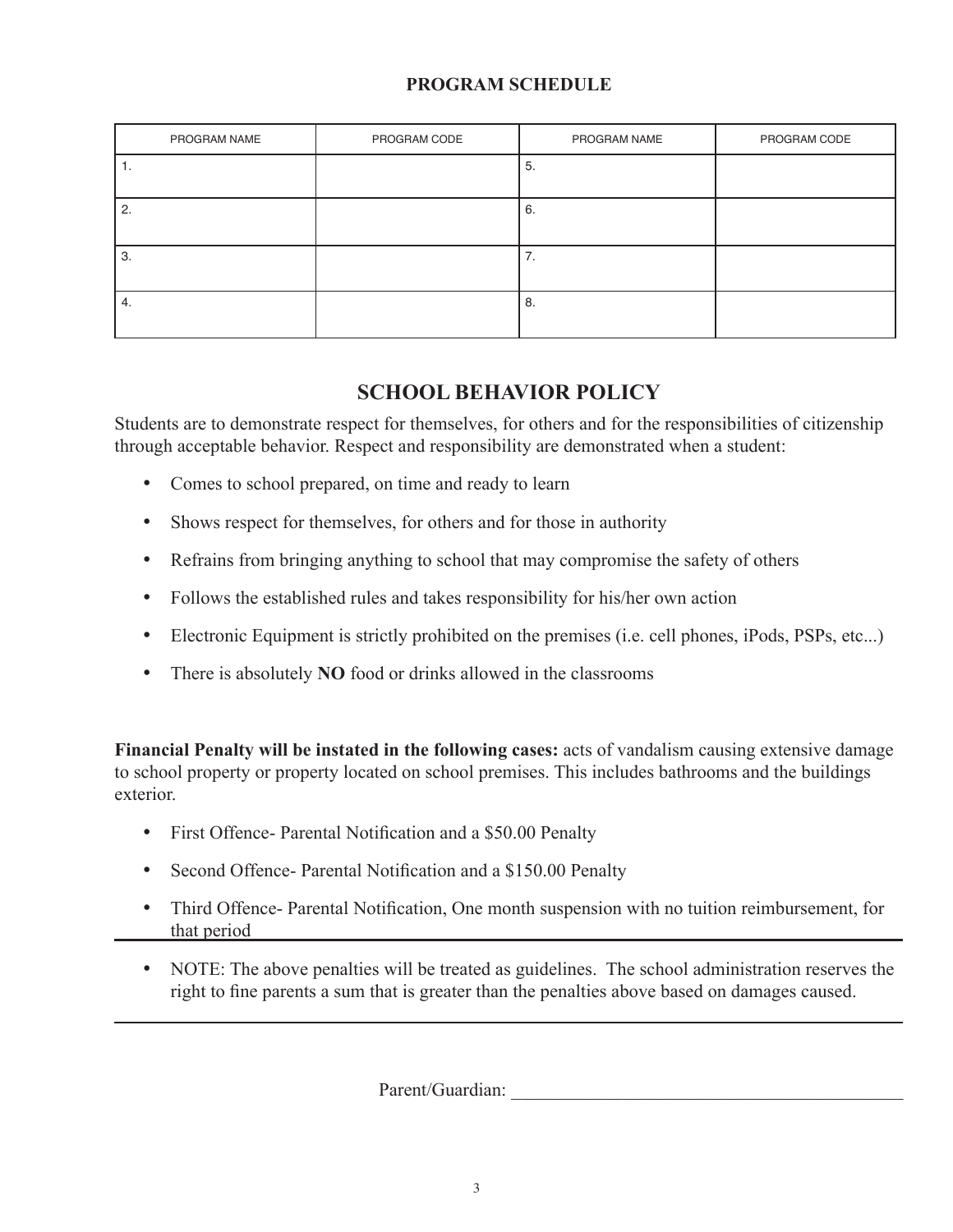## PROGRAM SCHEDULE

| PROGRAM NAME | PROGRAM CODE | PROGRAM NAME | PROGRAM CODE |
|---|---|---|---|
| 1. | | 5. | |
| 2. | | 6. | |
| 3. | | 7. | |
| 4. | | 8. | |

# SCHOOL BEHAVIOR POLICY

Students are to demonstrate respect for themselves, for others and for the responsibilities of citizenship through acceptable behavior. Respect and responsibility are demonstrated when a student:

- Comes to school prepared, on time and ready to learn
- Shows respect for themselves, for others and for those in authority
- Refrains from bringing anything to school that may compromise the safety of others
- Follows the established rules and takes responsibility for his/her own action
- Electronic Equipment is strictly prohibited on the premises (i.e. cell phones, iPods, PSPs, etc...)
- There is absolutely **NO** food or drinks allowed in the classrooms

**Financial Penalty will be instated in the following cases:** acts of vandalism causing extensive damage to school property or property located on school premises. This includes bathrooms and the buildings exterior.

- First Offence- Parental Notification and a $50.00 Penalty
- Second Offence- Parental Notification and a $150.00 Penalty
- Third Offence- Parental Notification, One month suspension with no tuition reimbursement, for that period

---

- NOTE: The above penalties will be treated as guidelines. The school administration reserves the right to fine parents a sum that is greater than the penalties above based on damages caused.

---

Parent/Guardian: ____________________________________________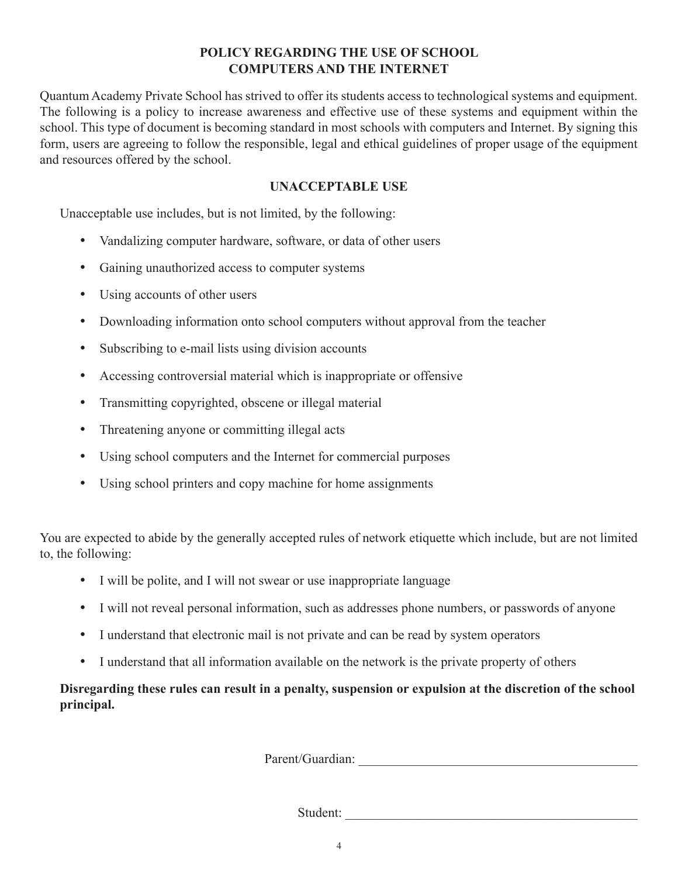# POLICY REGARDING THE USE OF SCHOOL COMPUTERS AND THE INTERNET

Quantum Academy Private School has strived to offer its students access to technological systems and equipment. The following is a policy to increase awareness and effective use of these systems and equipment within the school. This type of document is becoming standard in most schools with computers and Internet. By signing this form, users are agreeing to follow the responsible, legal and ethical guidelines of proper usage of the equipment and resources offered by the school.

## UNACCEPTABLE USE

Unacceptable use includes, but is not limited, by the following:

- Vandalizing computer hardware, software, or data of other users
- Gaining unauthorized access to computer systems
- Using accounts of other users
- Downloading information onto school computers without approval from the teacher
- Subscribing to e-mail lists using division accounts
- Accessing controversial material which is inappropriate or offensive
- Transmitting copyrighted, obscene or illegal material
- Threatening anyone or committing illegal acts
- Using school computers and the Internet for commercial purposes
- Using school printers and copy machine for home assignments

You are expected to abide by the generally accepted rules of network etiquette which include, but are not limited to, the following:

- I will be polite, and I will not swear or use inappropriate language
- I will not reveal personal information, such as addresses phone numbers, or passwords of anyone
- I understand that electronic mail is not private and can be read by system operators
- I understand that all information available on the network is the private property of others

**Disregarding these rules can result in a penalty, suspension or expulsion at the discretion of the school principal.**

Parent/Guardian: ____________________________________________

Student: ____________________________________________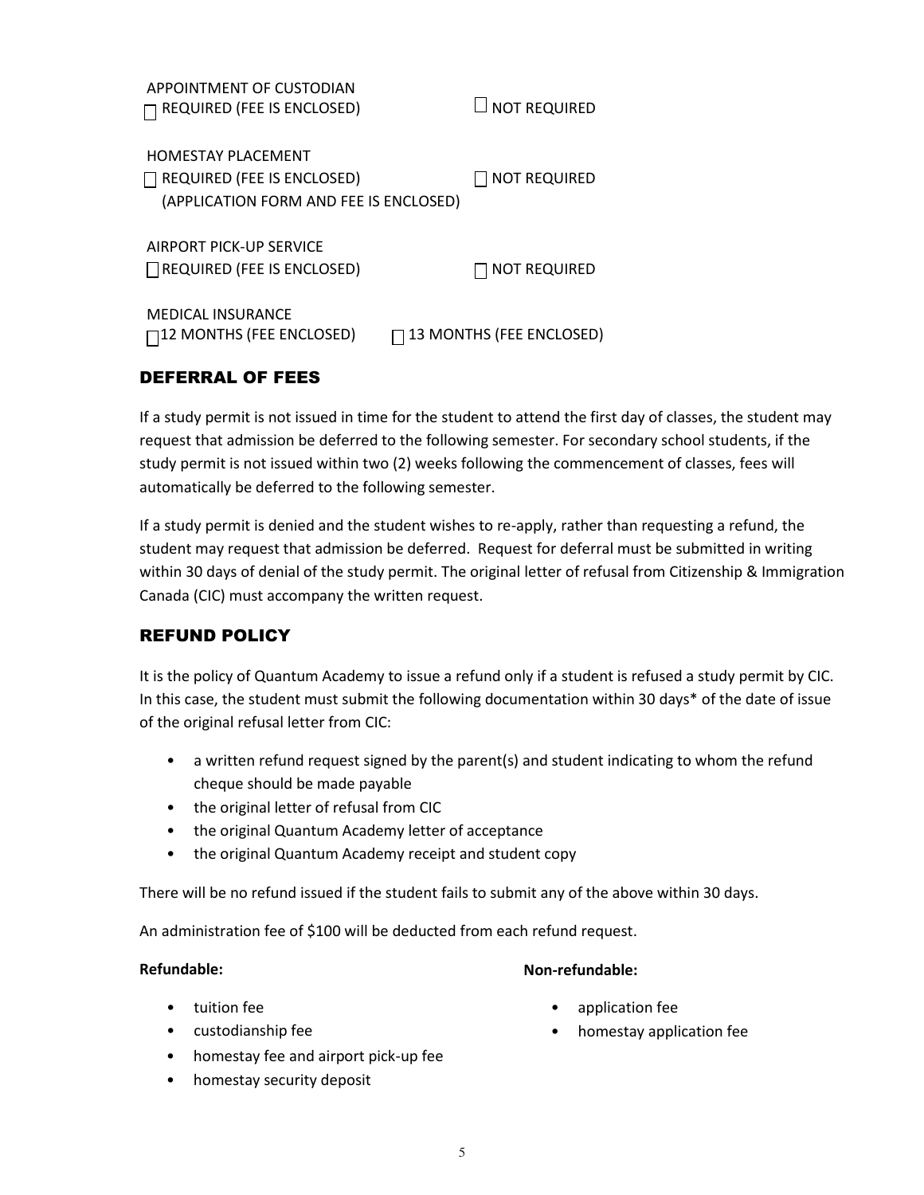APPOINTMENT OF CUSTODIAN

☐ REQUIRED (FEE IS ENCLOSED) ☐ NOT REQUIRED

HOMESTAY PLACEMENT

☐ REQUIRED (FEE IS ENCLOSED) ☐ NOT REQUIRED
(APPLICATION FORM AND FEE IS ENCLOSED)

AIRPORT PICK-UP SERVICE

☐ REQUIRED (FEE IS ENCLOSED) ☐ NOT REQUIRED

MEDICAL INSURANCE

☐ 12 MONTHS (FEE ENCLOSED) ☐ 13 MONTHS (FEE ENCLOSED)

## DEFERRAL OF FEES

If a study permit is not issued in time for the student to attend the first day of classes, the student may request that admission be deferred to the following semester. For secondary school students, if the study permit is not issued within two (2) weeks following the commencement of classes, fees will automatically be deferred to the following semester.

If a study permit is denied and the student wishes to re-apply, rather than requesting a refund, the student may request that admission be deferred. Request for deferral must be submitted in writing within 30 days of denial of the study permit. The original letter of refusal from Citizenship & Immigration Canada (CIC) must accompany the written request.

## REFUND POLICY

It is the policy of Quantum Academy to issue a refund only if a student is refused a study permit by CIC. In this case, the student must submit the following documentation within 30 days* of the date of issue of the original refusal letter from CIC:

- a written refund request signed by the parent(s) and student indicating to whom the refund cheque should be made payable
- the original letter of refusal from CIC
- the original Quantum Academy letter of acceptance
- the original Quantum Academy receipt and student copy

There will be no refund issued if the student fails to submit any of the above within 30 days.

An administration fee of $100 will be deducted from each refund request.

**Refundable:**

- tuition fee
- custodianship fee
- homestay fee and airport pick-up fee
- homestay security deposit

**Non-refundable:**

- application fee
- homestay application fee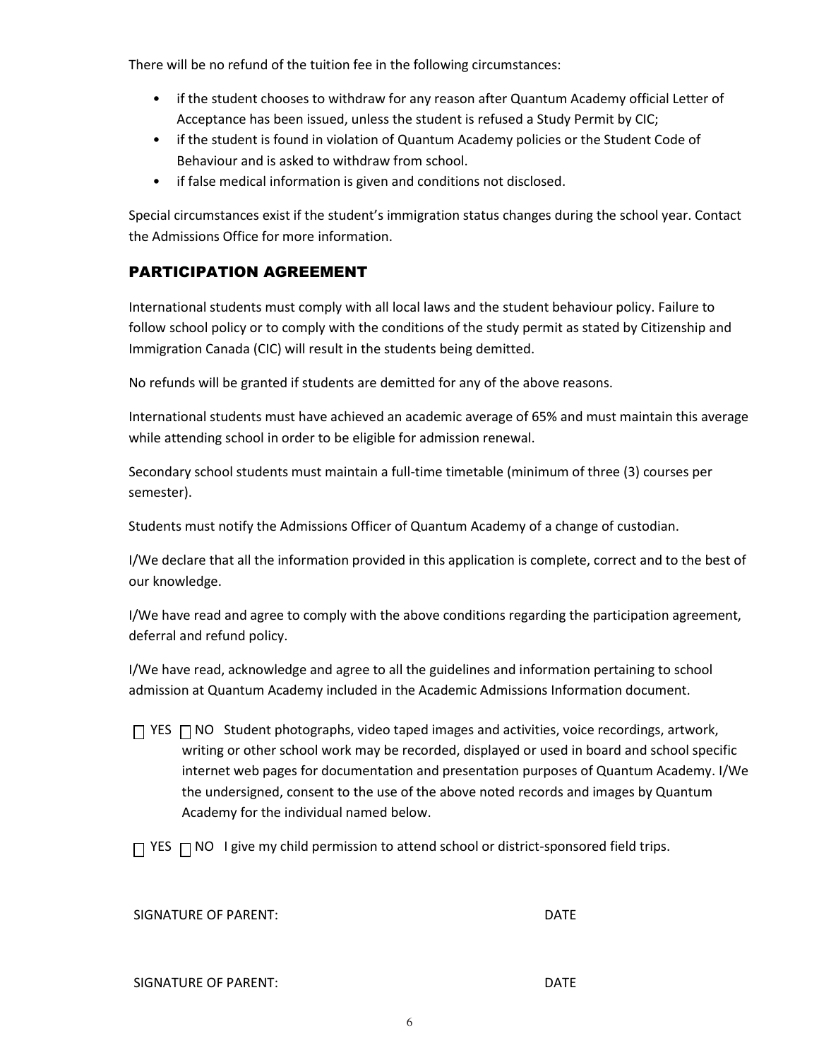There will be no refund of the tuition fee in the following circumstances:

- if the student chooses to withdraw for any reason after Quantum Academy official Letter of Acceptance has been issued, unless the student is refused a Study Permit by CIC;
- if the student is found in violation of Quantum Academy policies or the Student Code of Behaviour and is asked to withdraw from school.
- if false medical information is given and conditions not disclosed.

Special circumstances exist if the student's immigration status changes during the school year. Contact the Admissions Office for more information.

## PARTICIPATION AGREEMENT

International students must comply with all local laws and the student behaviour policy. Failure to follow school policy or to comply with the conditions of the study permit as stated by Citizenship and Immigration Canada (CIC) will result in the students being demitted.

No refunds will be granted if students are demitted for any of the above reasons.

International students must have achieved an academic average of 65% and must maintain this average while attending school in order to be eligible for admission renewal.

Secondary school students must maintain a full-time timetable (minimum of three (3) courses per semester).

Students must notify the Admissions Officer of Quantum Academy of a change of custodian.

I/We declare that all the information provided in this application is complete, correct and to the best of our knowledge.

I/We have read and agree to comply with the above conditions regarding the participation agreement, deferral and refund policy.

I/We have read, acknowledge and agree to all the guidelines and information pertaining to school admission at Quantum Academy included in the Academic Admissions Information document.

☐ YES ☐ NO Student photographs, video taped images and activities, voice recordings, artwork, writing or other school work may be recorded, displayed or used in board and school specific internet web pages for documentation and presentation purposes of Quantum Academy. I/We the undersigned, consent to the use of the above noted records and images by Quantum Academy for the individual named below.

☐ YES ☐ NO I give my child permission to attend school or district-sponsored field trips.

SIGNATURE OF PARENT: DATE

SIGNATURE OF PARENT: DATE